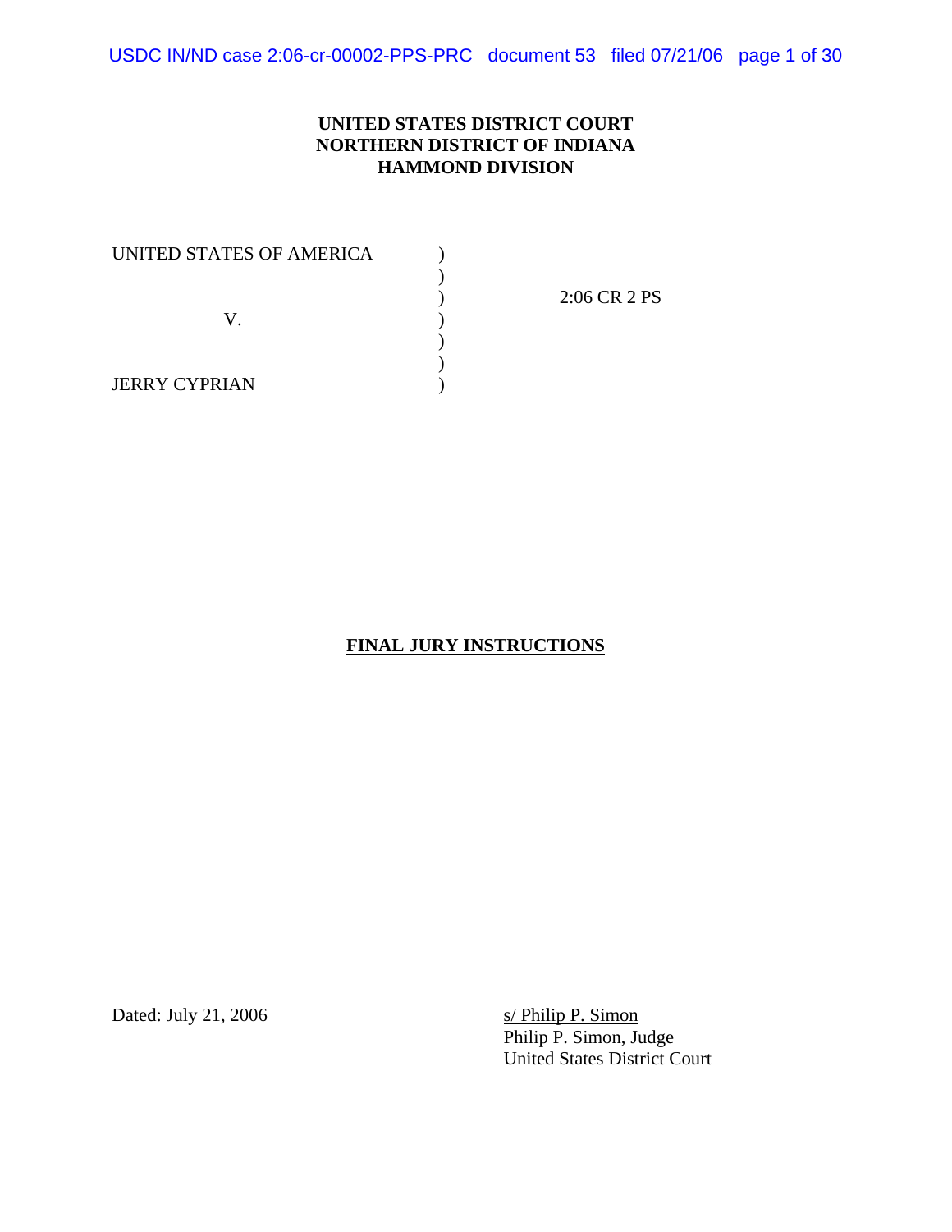**UNITED STATES DISTRICT COURT**
**NORTHERN DISTRICT OF INDIANA**
**HAMMOND DIVISION**

| | | |
|---|---|---|
| UNITED STATES OF AMERICA | ) | |
| | ) | |
| | ) | 2:06 CR 2 PS |
| V. | ) | |
| | ) | |
| | ) | |
| JERRY CYPRIAN | ) | |

# FINAL JURY INSTRUCTIONS

Dated: July 21, 2006

s/ Philip P. Simon
Philip P. Simon, Judge
United States District Court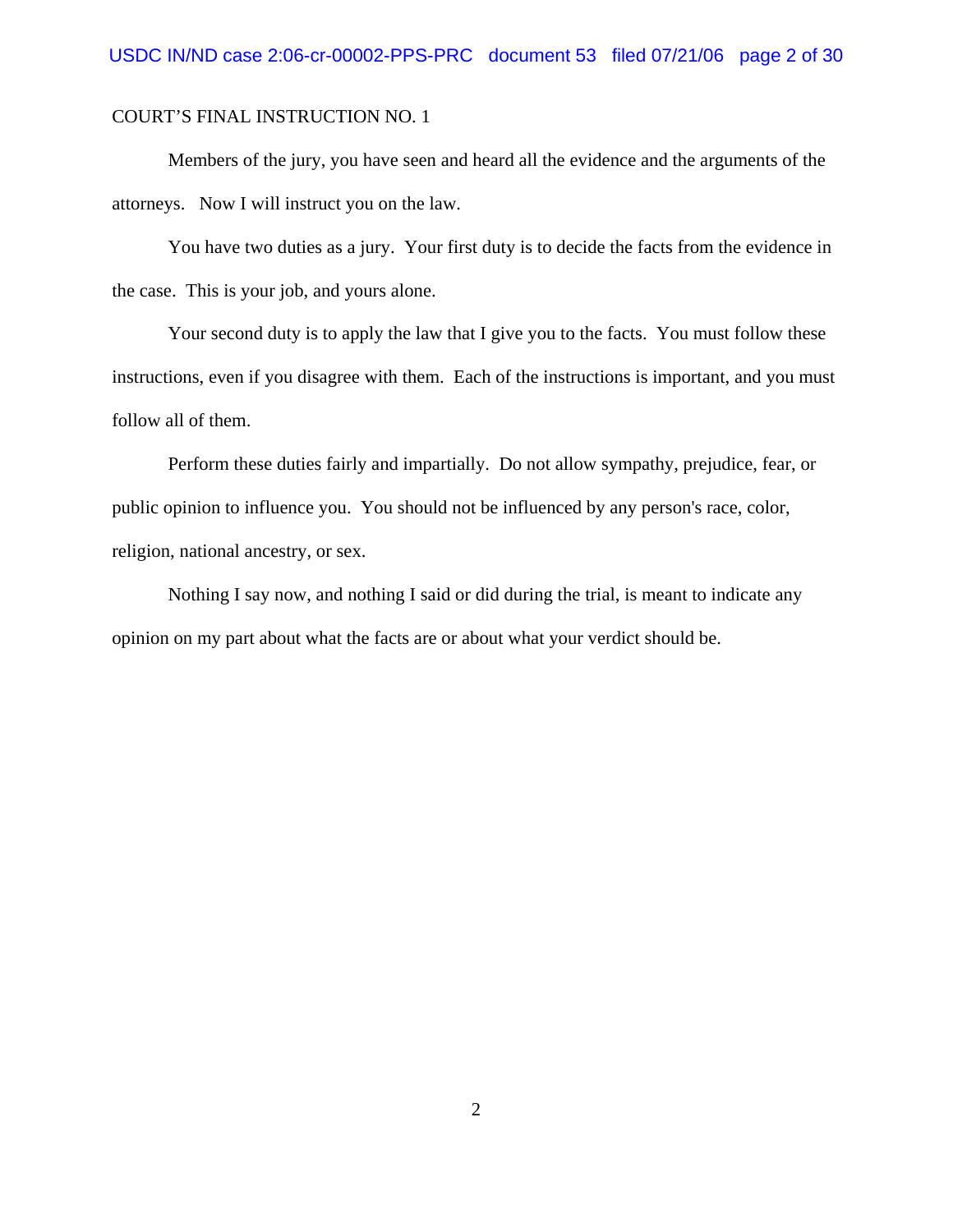COURT'S FINAL INSTRUCTION NO. 1

Members of the jury, you have seen and heard all the evidence and the arguments of the attorneys. Now I will instruct you on the law.

You have two duties as a jury. Your first duty is to decide the facts from the evidence in the case. This is your job, and yours alone.

Your second duty is to apply the law that I give you to the facts. You must follow these instructions, even if you disagree with them. Each of the instructions is important, and you must follow all of them.

Perform these duties fairly and impartially. Do not allow sympathy, prejudice, fear, or public opinion to influence you. You should not be influenced by any person's race, color, religion, national ancestry, or sex.

Nothing I say now, and nothing I said or did during the trial, is meant to indicate any opinion on my part about what the facts are or about what your verdict should be.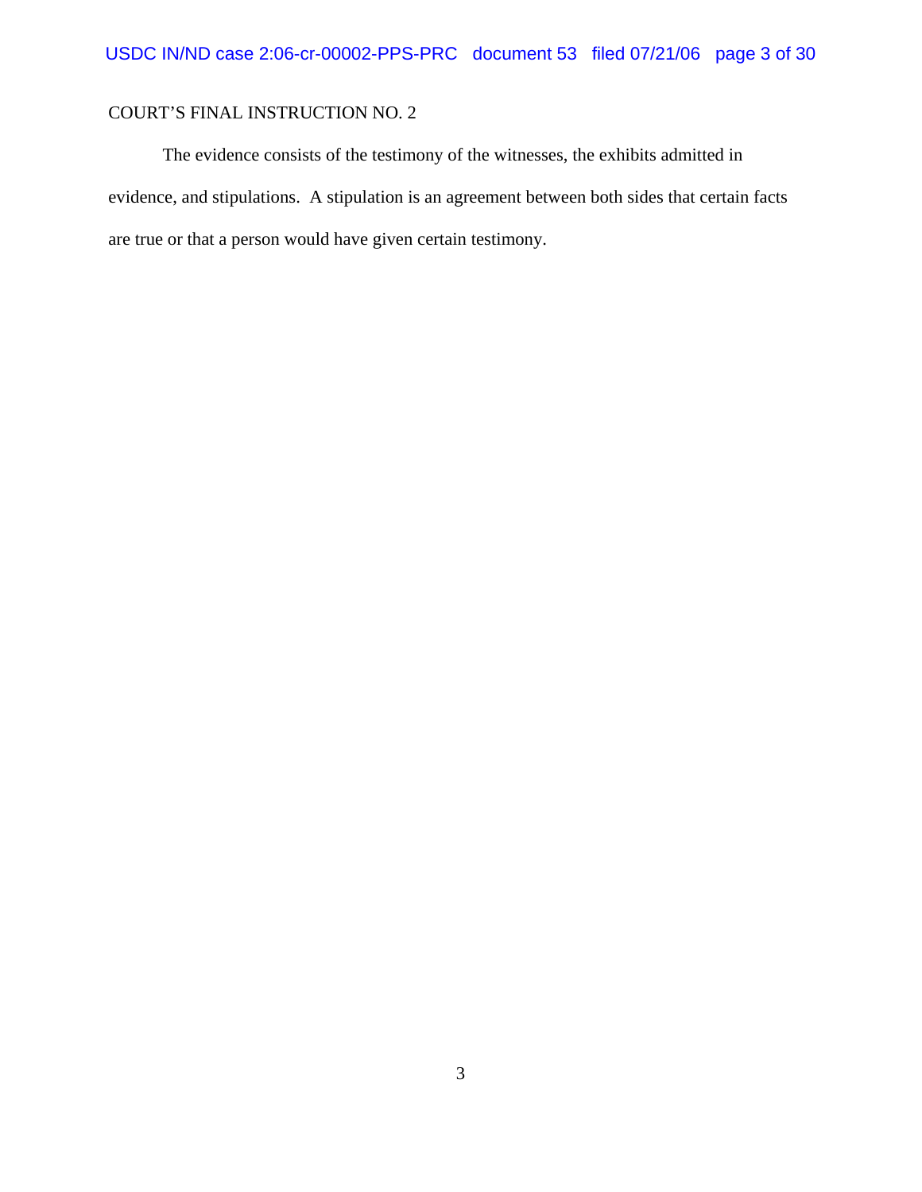COURT'S FINAL INSTRUCTION NO. 2

The evidence consists of the testimony of the witnesses, the exhibits admitted in evidence, and stipulations. A stipulation is an agreement between both sides that certain facts are true or that a person would have given certain testimony.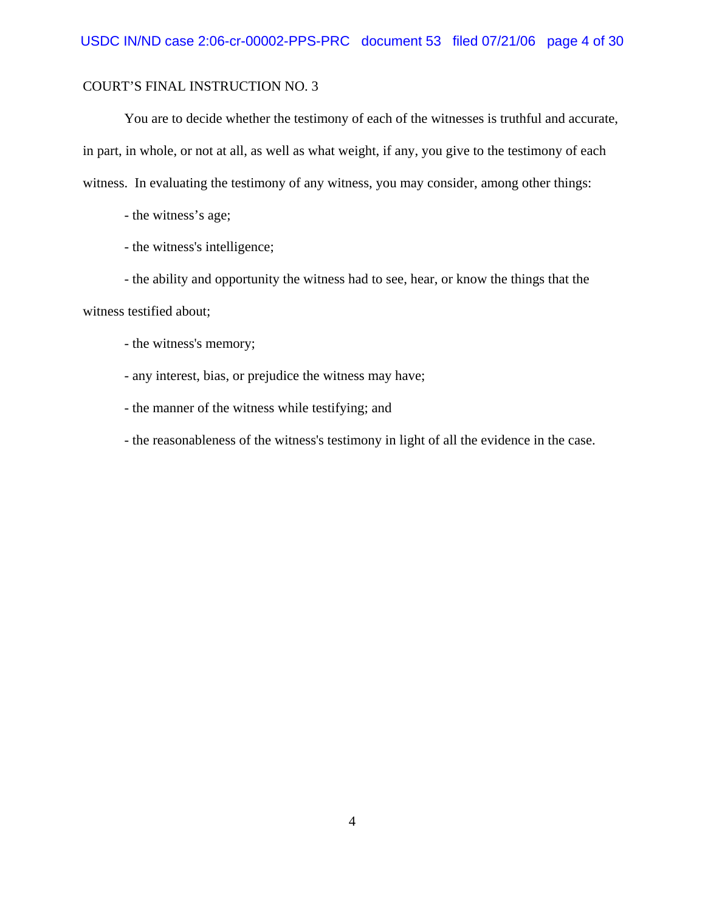COURT’S FINAL INSTRUCTION NO. 3

You are to decide whether the testimony of each of the witnesses is truthful and accurate, in part, in whole, or not at all, as well as what weight, if any, you give to the testimony of each witness. In evaluating the testimony of any witness, you may consider, among other things:

- the witness’s age;
- the witness's intelligence;
- the ability and opportunity the witness had to see, hear, or know the things that the witness testified about;
- the witness's memory;
- any interest, bias, or prejudice the witness may have;
- the manner of the witness while testifying; and
- the reasonableness of the witness's testimony in light of all the evidence in the case.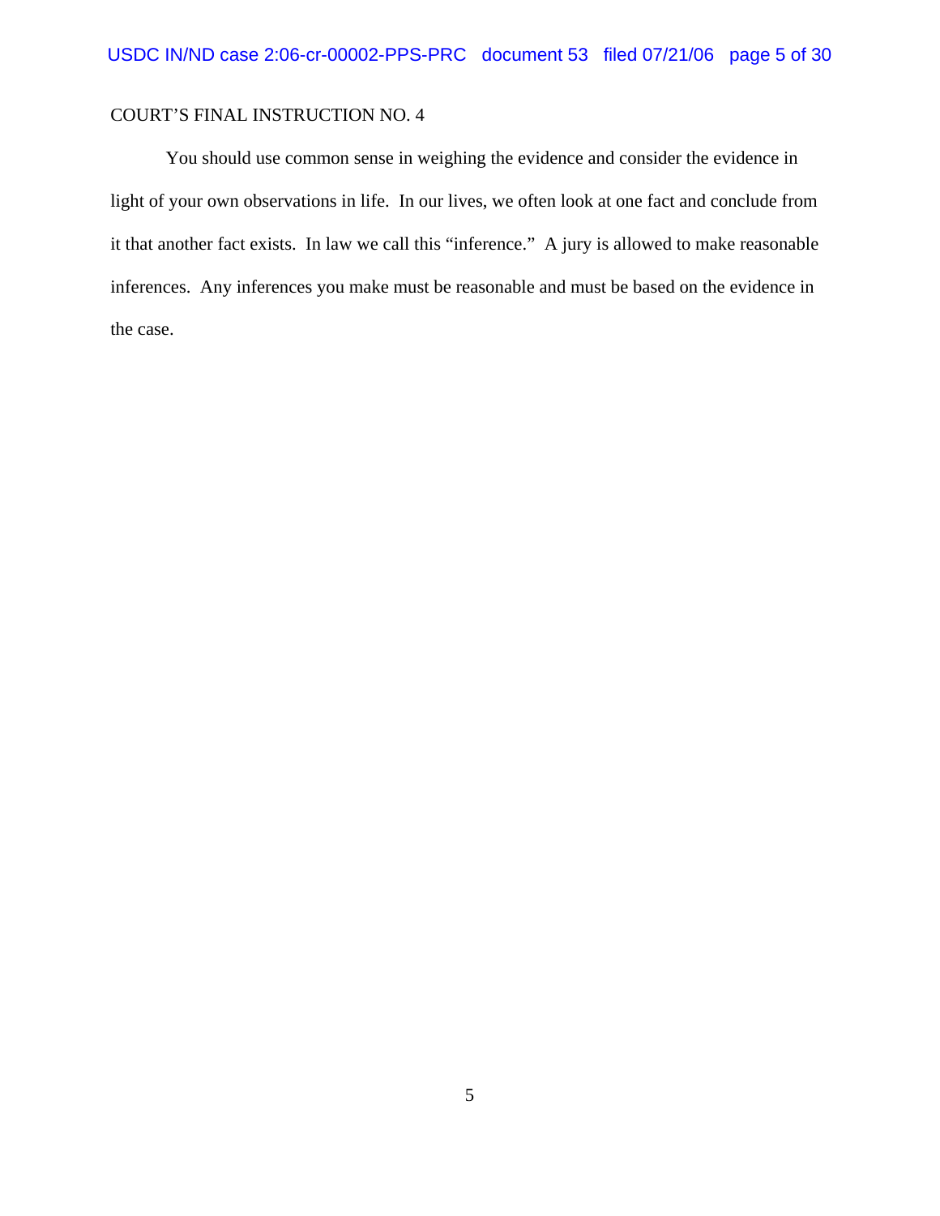COURT'S FINAL INSTRUCTION NO. 4

You should use common sense in weighing the evidence and consider the evidence in light of your own observations in life. In our lives, we often look at one fact and conclude from it that another fact exists. In law we call this "inference." A jury is allowed to make reasonable inferences. Any inferences you make must be reasonable and must be based on the evidence in the case.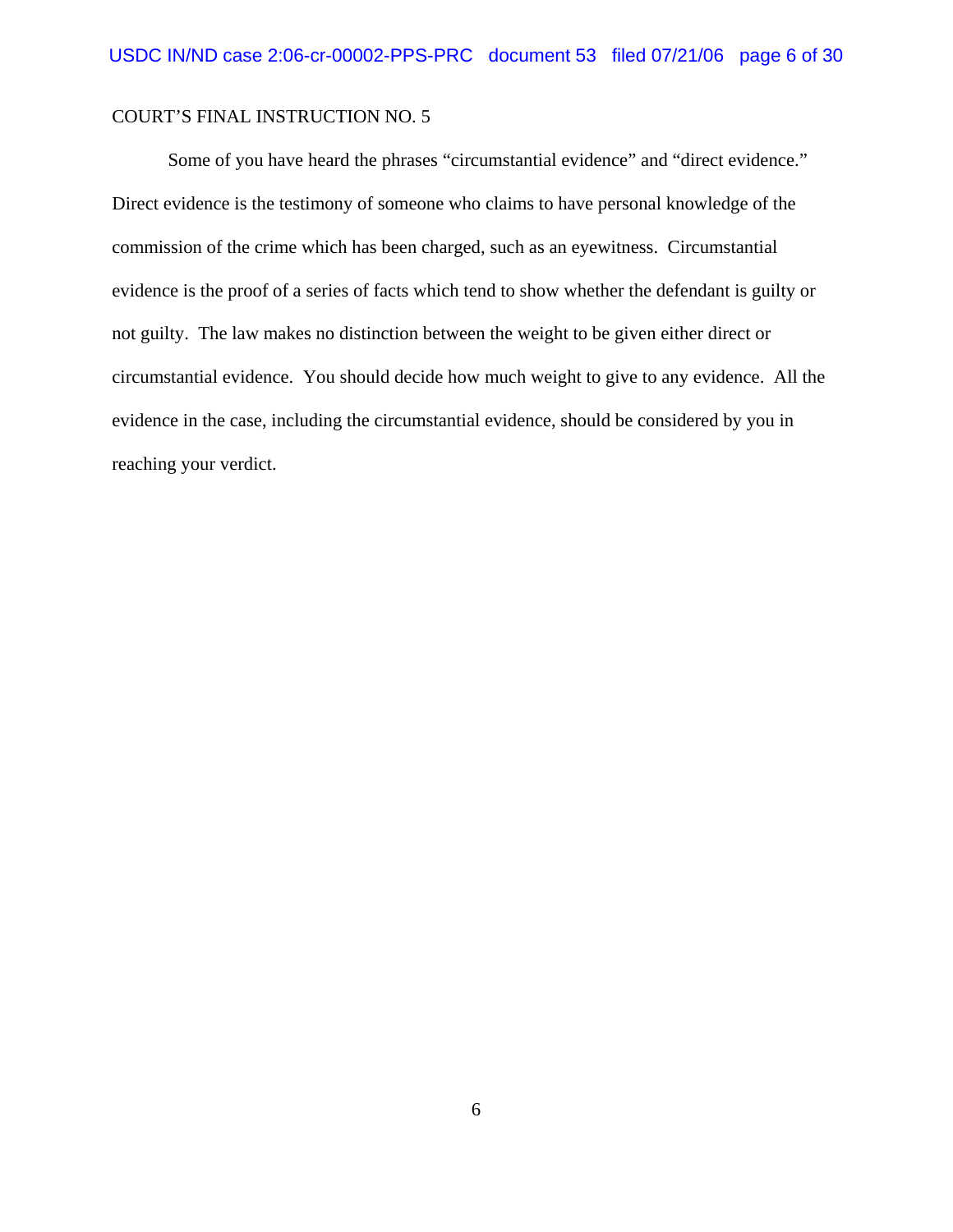COURT'S FINAL INSTRUCTION NO. 5

Some of you have heard the phrases "circumstantial evidence" and "direct evidence." Direct evidence is the testimony of someone who claims to have personal knowledge of the commission of the crime which has been charged, such as an eyewitness. Circumstantial evidence is the proof of a series of facts which tend to show whether the defendant is guilty or not guilty. The law makes no distinction between the weight to be given either direct or circumstantial evidence. You should decide how much weight to give to any evidence. All the evidence in the case, including the circumstantial evidence, should be considered by you in reaching your verdict.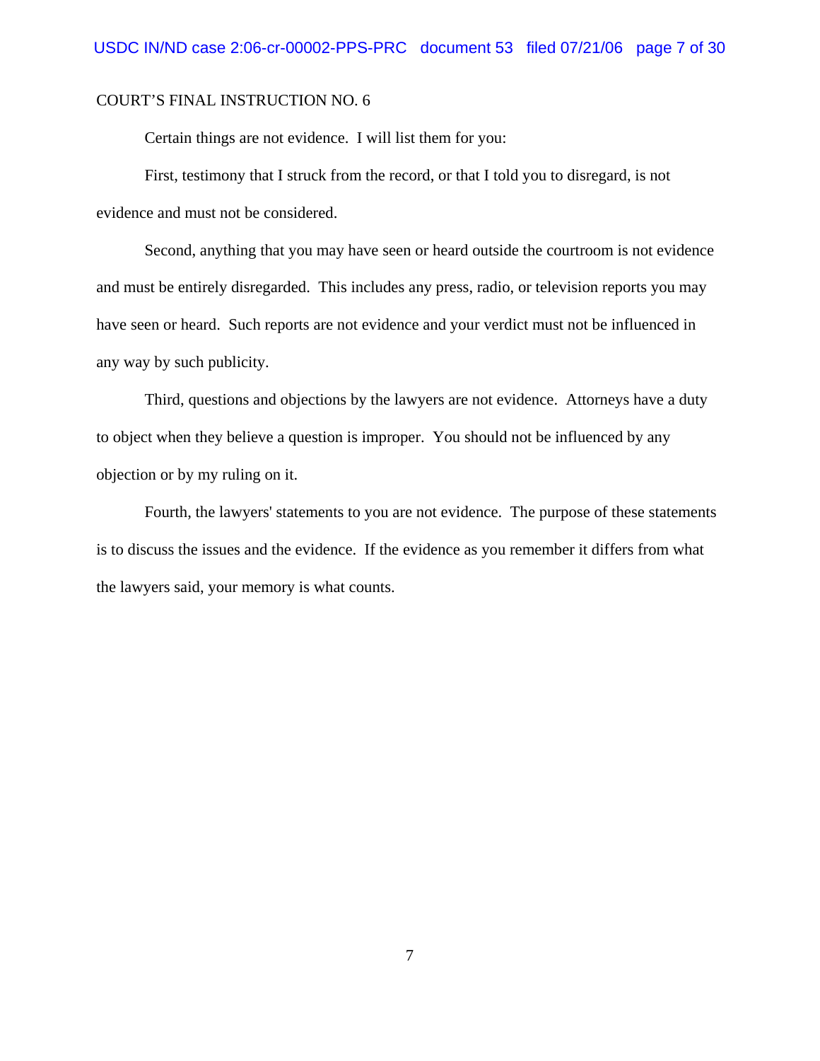COURT'S FINAL INSTRUCTION NO. 6

Certain things are not evidence. I will list them for you:

First, testimony that I struck from the record, or that I told you to disregard, is not evidence and must not be considered.

Second, anything that you may have seen or heard outside the courtroom is not evidence and must be entirely disregarded. This includes any press, radio, or television reports you may have seen or heard. Such reports are not evidence and your verdict must not be influenced in any way by such publicity.

Third, questions and objections by the lawyers are not evidence. Attorneys have a duty to object when they believe a question is improper. You should not be influenced by any objection or by my ruling on it.

Fourth, the lawyers' statements to you are not evidence. The purpose of these statements is to discuss the issues and the evidence. If the evidence as you remember it differs from what the lawyers said, your memory is what counts.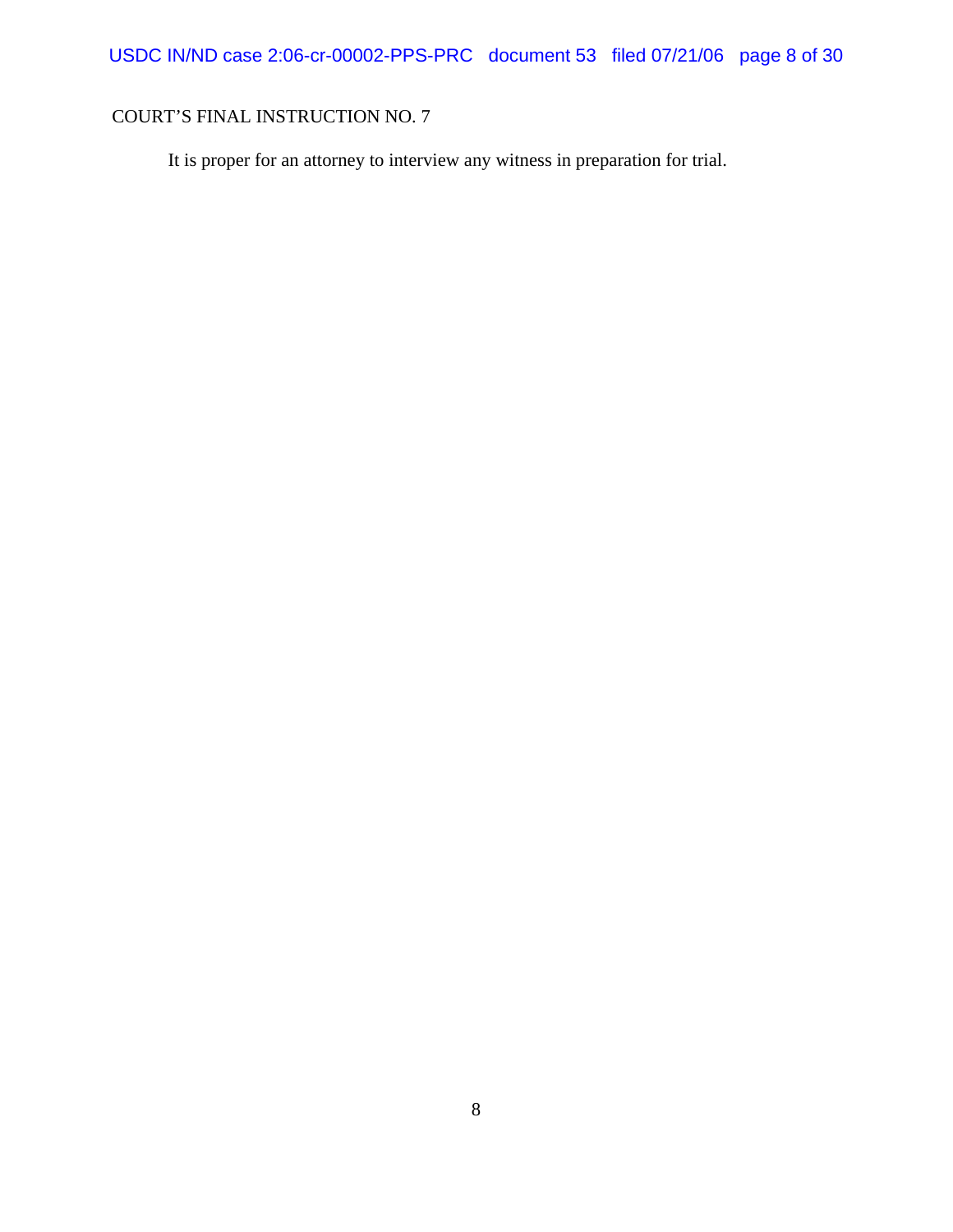COURT'S FINAL INSTRUCTION NO. 7

It is proper for an attorney to interview any witness in preparation for trial.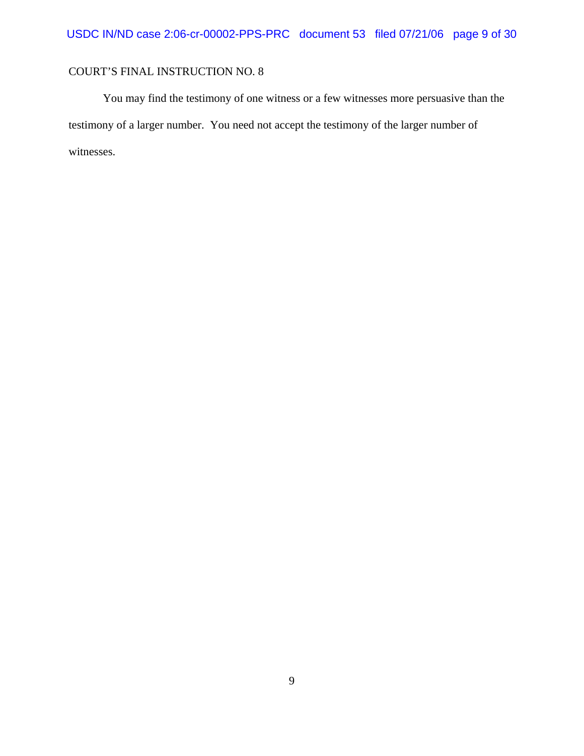COURT'S FINAL INSTRUCTION NO. 8

You may find the testimony of one witness or a few witnesses more persuasive than the testimony of a larger number. You need not accept the testimony of the larger number of witnesses.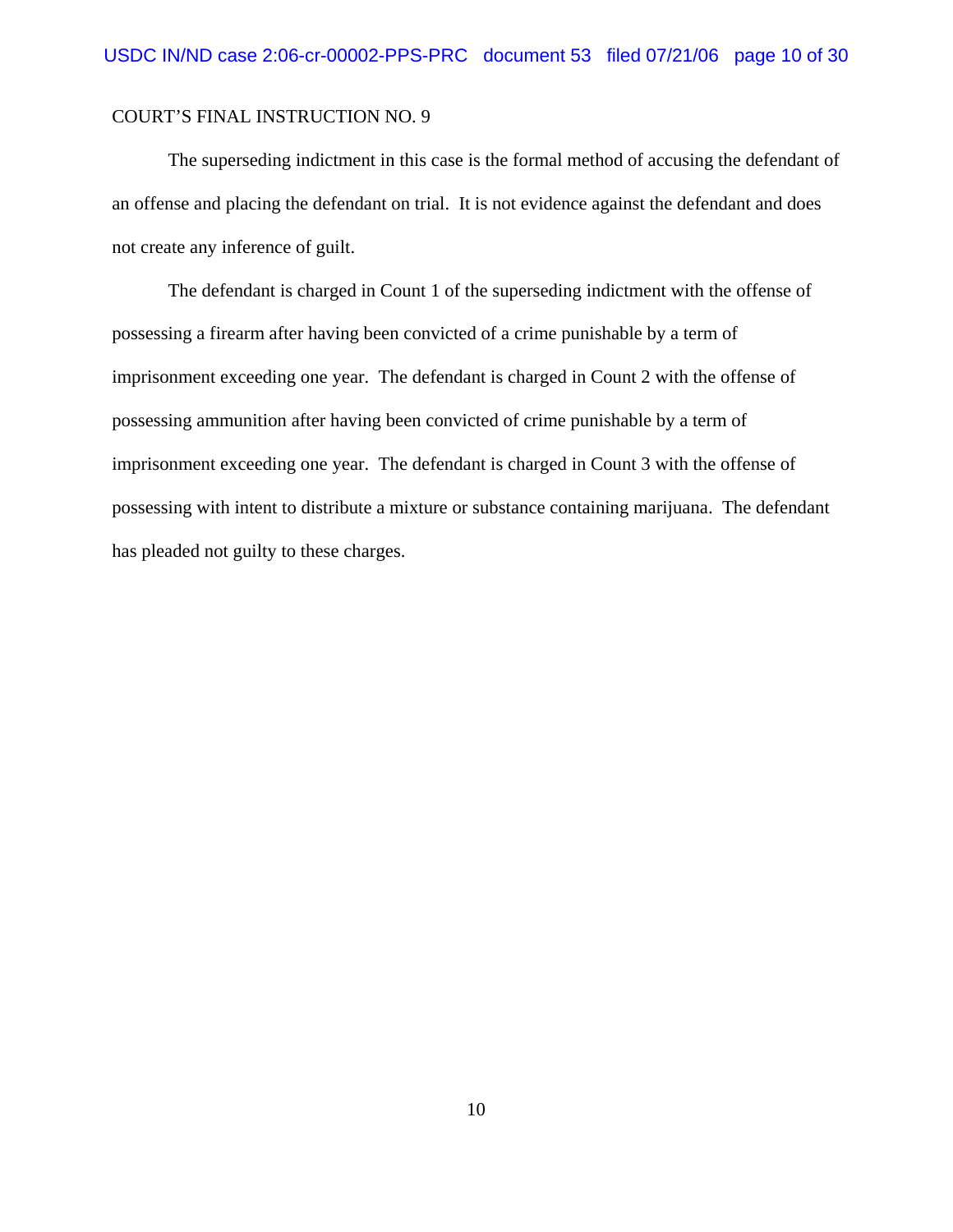COURT'S FINAL INSTRUCTION NO. 9

The superseding indictment in this case is the formal method of accusing the defendant of an offense and placing the defendant on trial. It is not evidence against the defendant and does not create any inference of guilt.

The defendant is charged in Count 1 of the superseding indictment with the offense of possessing a firearm after having been convicted of a crime punishable by a term of imprisonment exceeding one year. The defendant is charged in Count 2 with the offense of possessing ammunition after having been convicted of crime punishable by a term of imprisonment exceeding one year. The defendant is charged in Count 3 with the offense of possessing with intent to distribute a mixture or substance containing marijuana. The defendant has pleaded not guilty to these charges.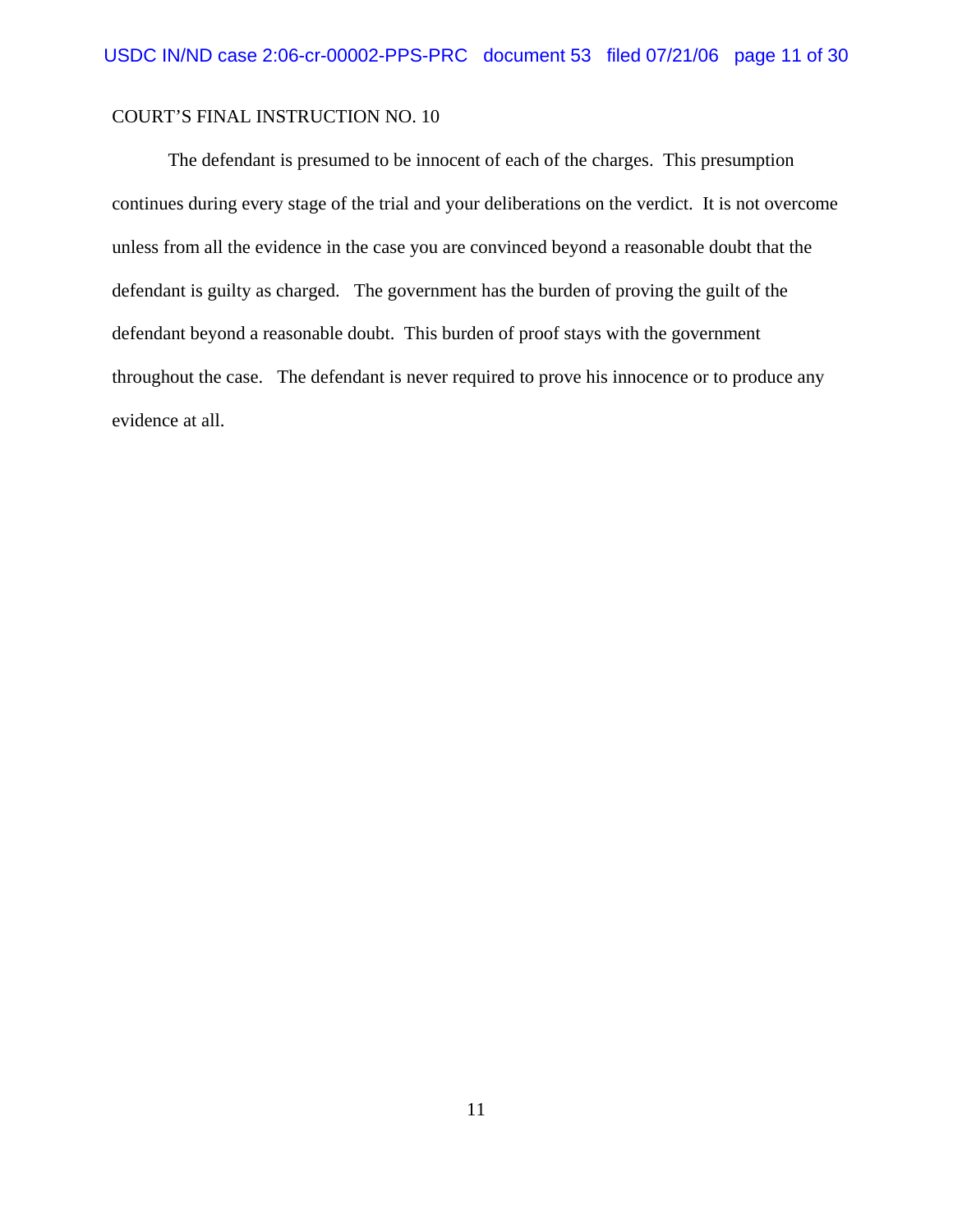COURT'S FINAL INSTRUCTION NO. 10

The defendant is presumed to be innocent of each of the charges. This presumption continues during every stage of the trial and your deliberations on the verdict. It is not overcome unless from all the evidence in the case you are convinced beyond a reasonable doubt that the defendant is guilty as charged. The government has the burden of proving the guilt of the defendant beyond a reasonable doubt. This burden of proof stays with the government throughout the case. The defendant is never required to prove his innocence or to produce any evidence at all.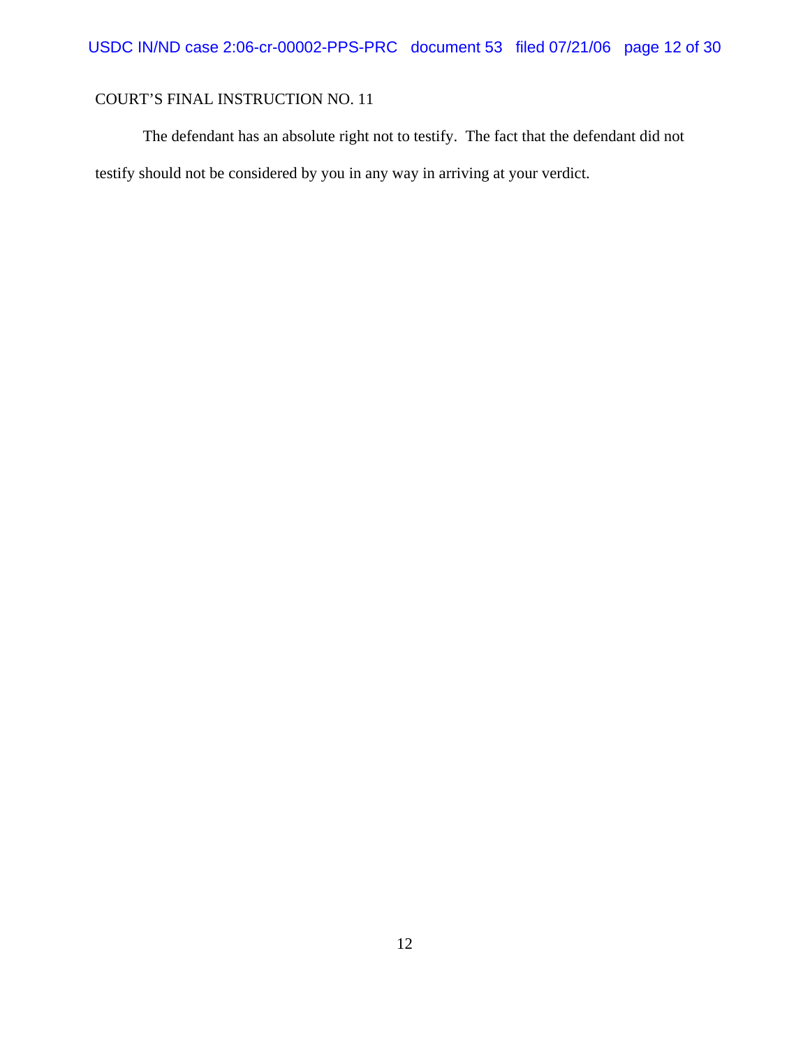COURT’S FINAL INSTRUCTION NO. 11

The defendant has an absolute right not to testify. The fact that the defendant did not testify should not be considered by you in any way in arriving at your verdict.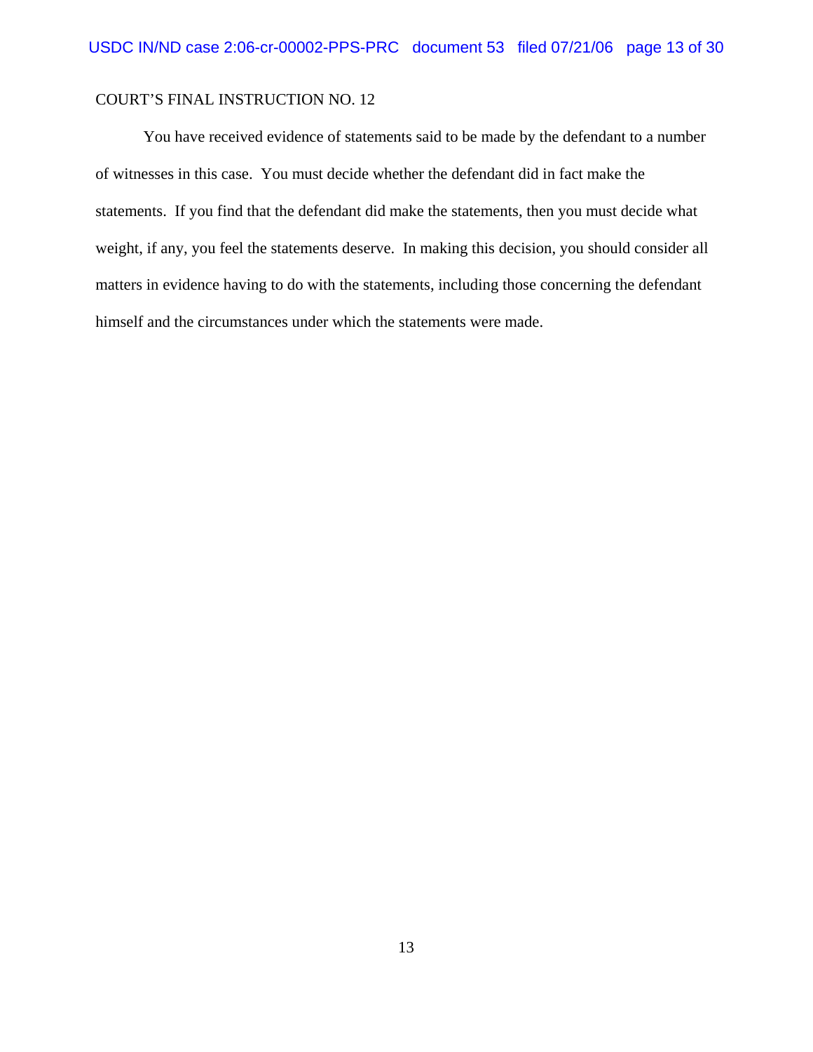COURT'S FINAL INSTRUCTION NO. 12

You have received evidence of statements said to be made by the defendant to a number of witnesses in this case. You must decide whether the defendant did in fact make the statements. If you find that the defendant did make the statements, then you must decide what weight, if any, you feel the statements deserve. In making this decision, you should consider all matters in evidence having to do with the statements, including those concerning the defendant himself and the circumstances under which the statements were made.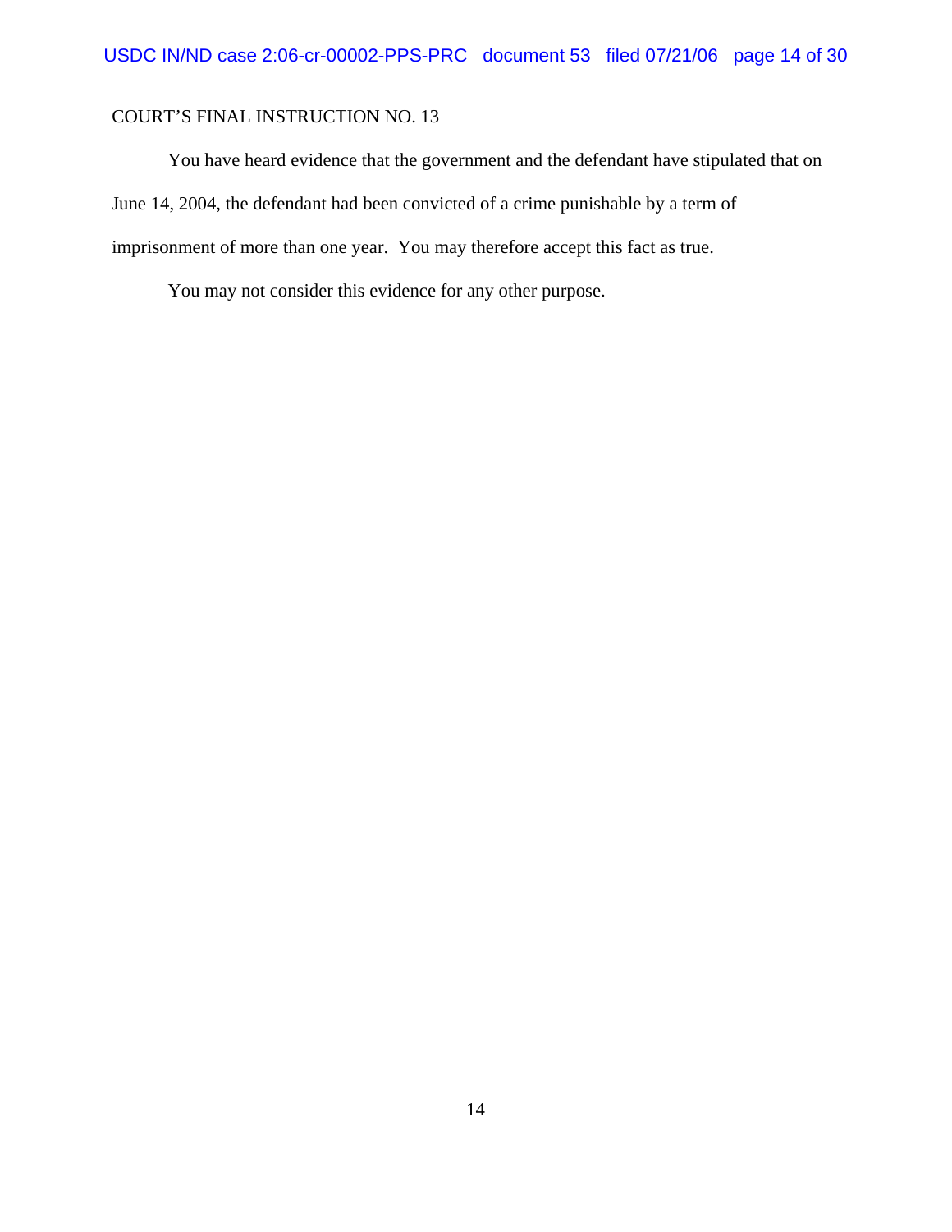COURT'S FINAL INSTRUCTION NO. 13

You have heard evidence that the government and the defendant have stipulated that on June 14, 2004, the defendant had been convicted of a crime punishable by a term of imprisonment of more than one year. You may therefore accept this fact as true.

You may not consider this evidence for any other purpose.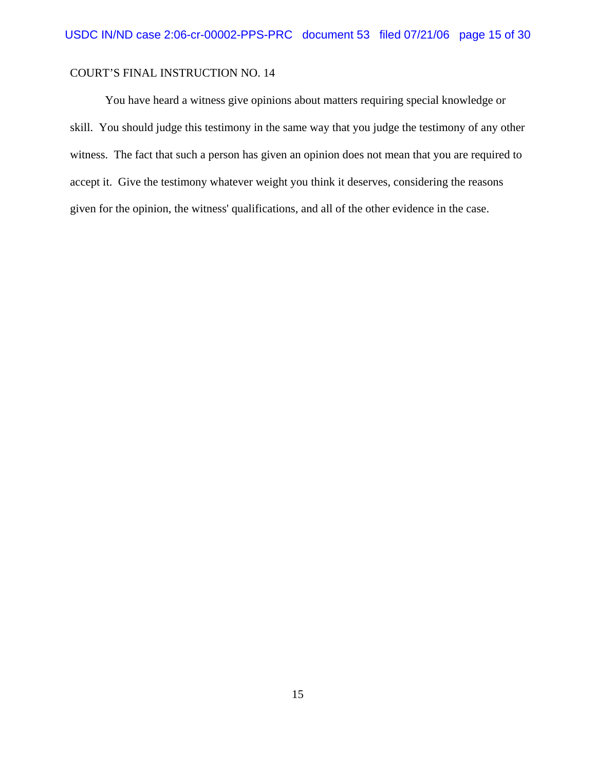COURT’S FINAL INSTRUCTION NO. 14

You have heard a witness give opinions about matters requiring special knowledge or skill. You should judge this testimony in the same way that you judge the testimony of any other witness. The fact that such a person has given an opinion does not mean that you are required to accept it. Give the testimony whatever weight you think it deserves, considering the reasons given for the opinion, the witness' qualifications, and all of the other evidence in the case.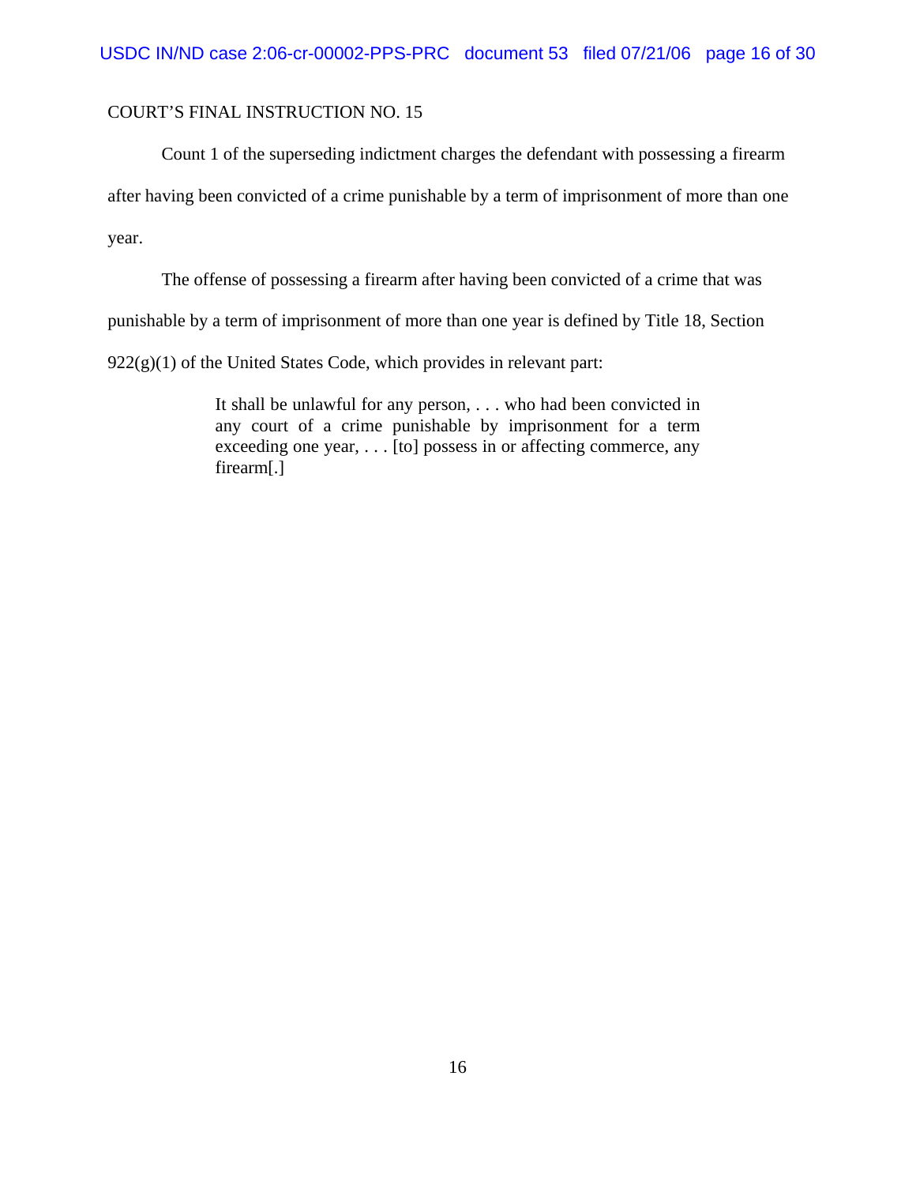COURT'S FINAL INSTRUCTION NO. 15

Count 1 of the superseding indictment charges the defendant with possessing a firearm after having been convicted of a crime punishable by a term of imprisonment of more than one year.

The offense of possessing a firearm after having been convicted of a crime that was punishable by a term of imprisonment of more than one year is defined by Title 18, Section 922(g)(1) of the United States Code, which provides in relevant part:

> It shall be unlawful for any person, . . . who had been convicted in any court of a crime punishable by imprisonment for a term exceeding one year, . . . [to] possess in or affecting commerce, any firearm[.]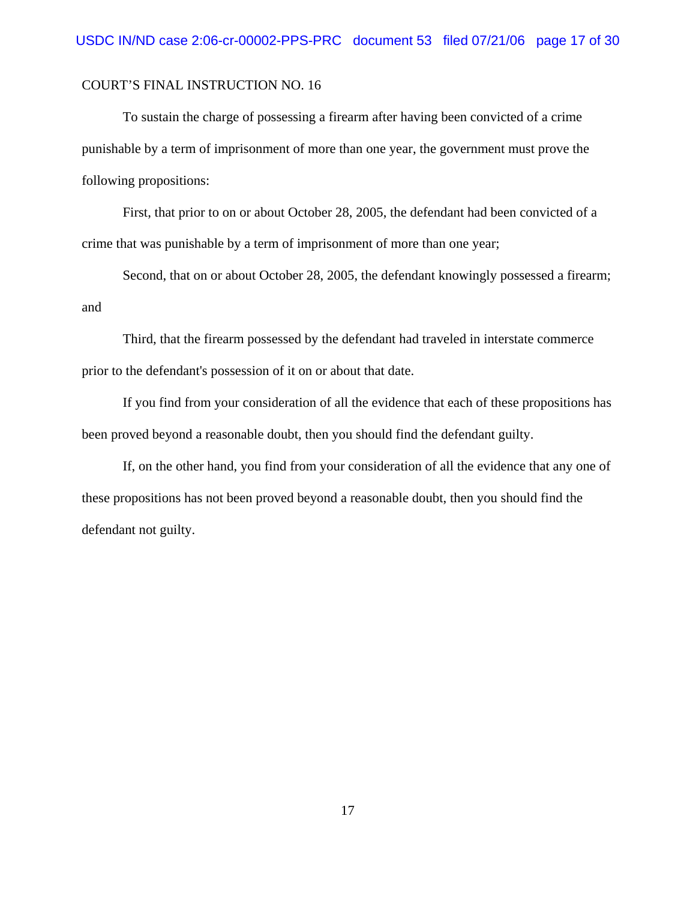COURT'S FINAL INSTRUCTION NO. 16

To sustain the charge of possessing a firearm after having been convicted of a crime punishable by a term of imprisonment of more than one year, the government must prove the following propositions:

First, that prior to on or about October 28, 2005, the defendant had been convicted of a crime that was punishable by a term of imprisonment of more than one year;

Second, that on or about October 28, 2005, the defendant knowingly possessed a firearm; and

Third, that the firearm possessed by the defendant had traveled in interstate commerce prior to the defendant's possession of it on or about that date.

If you find from your consideration of all the evidence that each of these propositions has been proved beyond a reasonable doubt, then you should find the defendant guilty.

If, on the other hand, you find from your consideration of all the evidence that any one of these propositions has not been proved beyond a reasonable doubt, then you should find the defendant not guilty.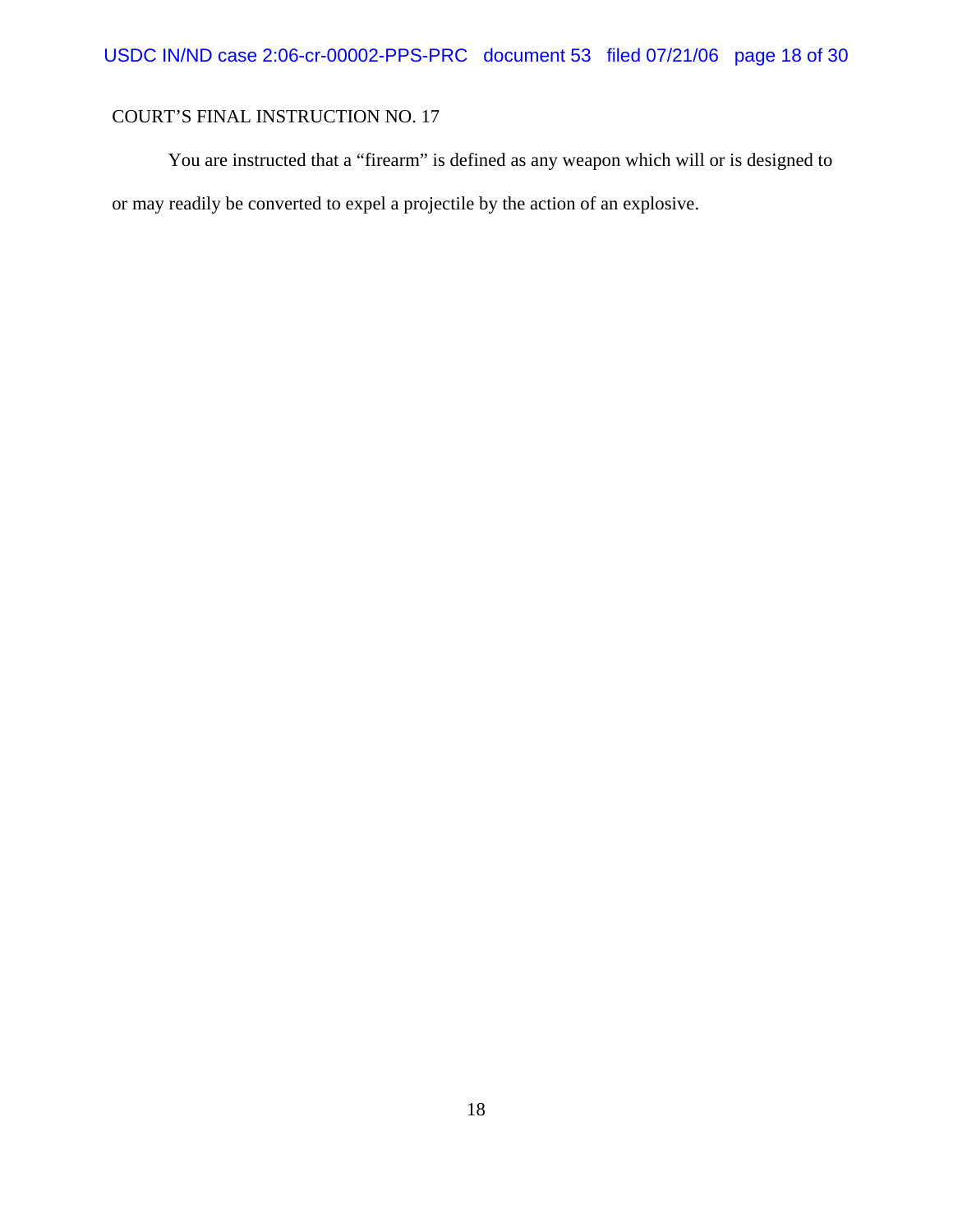COURT'S FINAL INSTRUCTION NO. 17

You are instructed that a "firearm" is defined as any weapon which will or is designed to or may readily be converted to expel a projectile by the action of an explosive.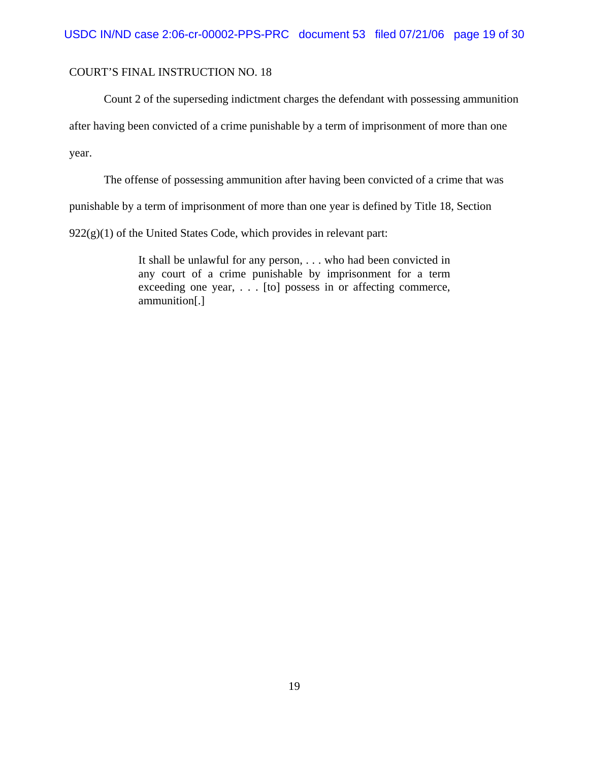COURT'S FINAL INSTRUCTION NO. 18

Count 2 of the superseding indictment charges the defendant with possessing ammunition after having been convicted of a crime punishable by a term of imprisonment of more than one year.

The offense of possessing ammunition after having been convicted of a crime that was punishable by a term of imprisonment of more than one year is defined by Title 18, Section 922(g)(1) of the United States Code, which provides in relevant part:

> It shall be unlawful for any person, . . . who had been convicted in any court of a crime punishable by imprisonment for a term exceeding one year, . . . [to] possess in or affecting commerce, ammunition[.]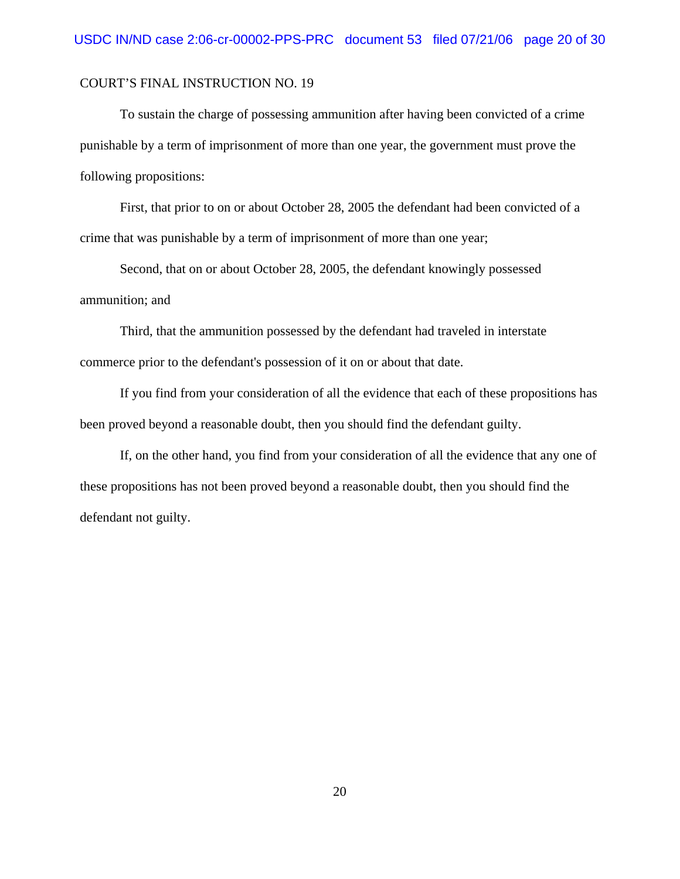COURT'S FINAL INSTRUCTION NO. 19

To sustain the charge of possessing ammunition after having been convicted of a crime punishable by a term of imprisonment of more than one year, the government must prove the following propositions:

First, that prior to on or about October 28, 2005 the defendant had been convicted of a crime that was punishable by a term of imprisonment of more than one year;

Second, that on or about October 28, 2005, the defendant knowingly possessed ammunition; and

Third, that the ammunition possessed by the defendant had traveled in interstate commerce prior to the defendant's possession of it on or about that date.

If you find from your consideration of all the evidence that each of these propositions has been proved beyond a reasonable doubt, then you should find the defendant guilty.

If, on the other hand, you find from your consideration of all the evidence that any one of these propositions has not been proved beyond a reasonable doubt, then you should find the defendant not guilty.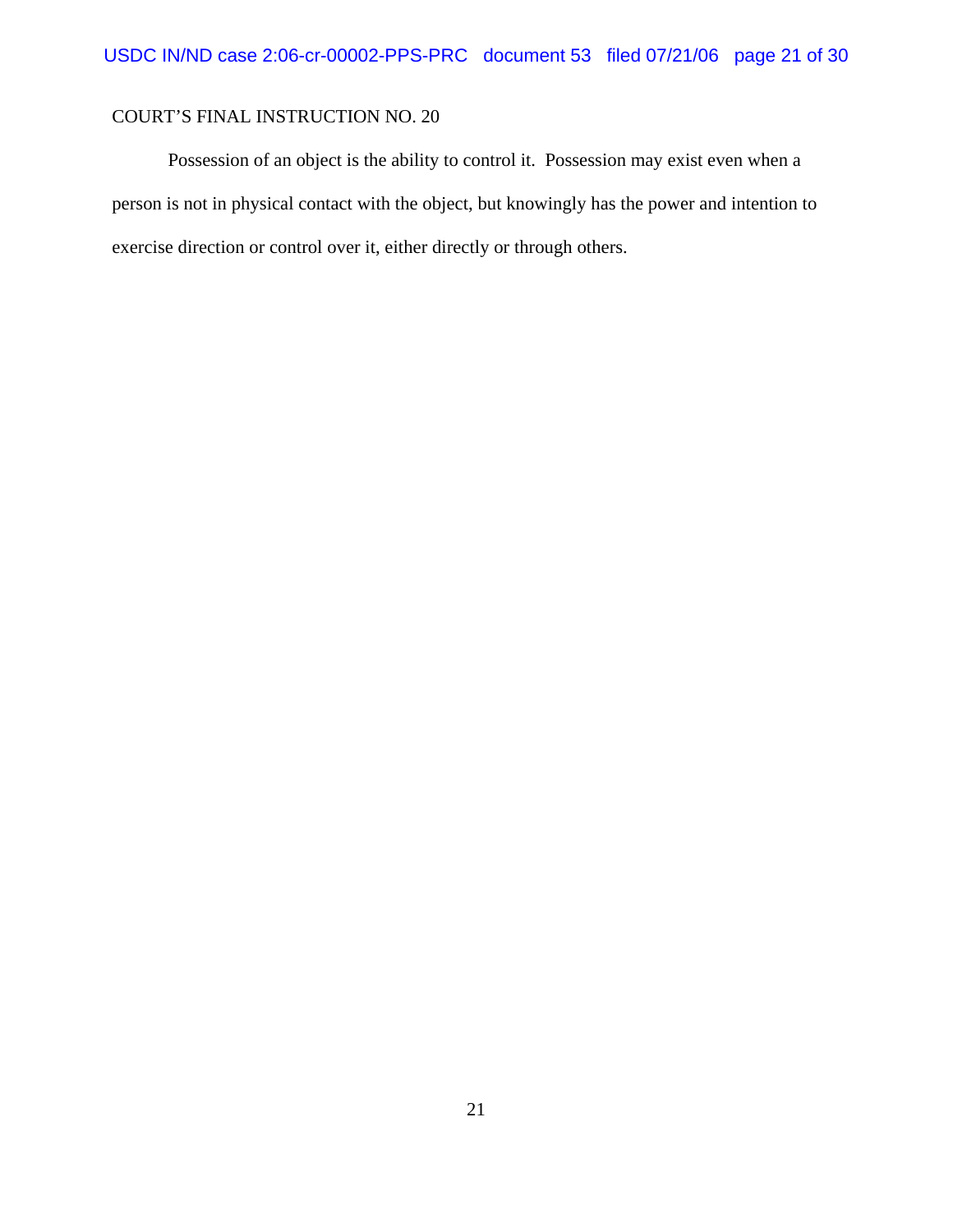COURT'S FINAL INSTRUCTION NO. 20

Possession of an object is the ability to control it. Possession may exist even when a person is not in physical contact with the object, but knowingly has the power and intention to exercise direction or control over it, either directly or through others.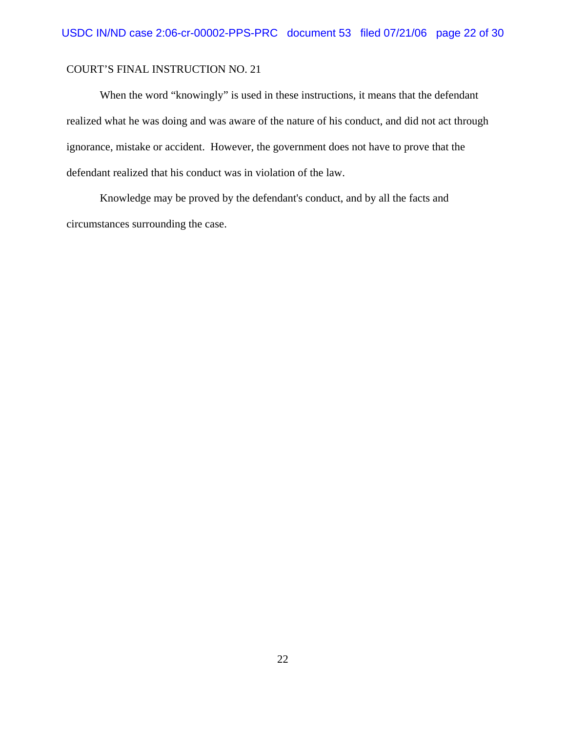COURT’S FINAL INSTRUCTION NO. 21

When the word “knowingly” is used in these instructions, it means that the defendant realized what he was doing and was aware of the nature of his conduct, and did not act through ignorance, mistake or accident. However, the government does not have to prove that the defendant realized that his conduct was in violation of the law.

Knowledge may be proved by the defendant's conduct, and by all the facts and circumstances surrounding the case.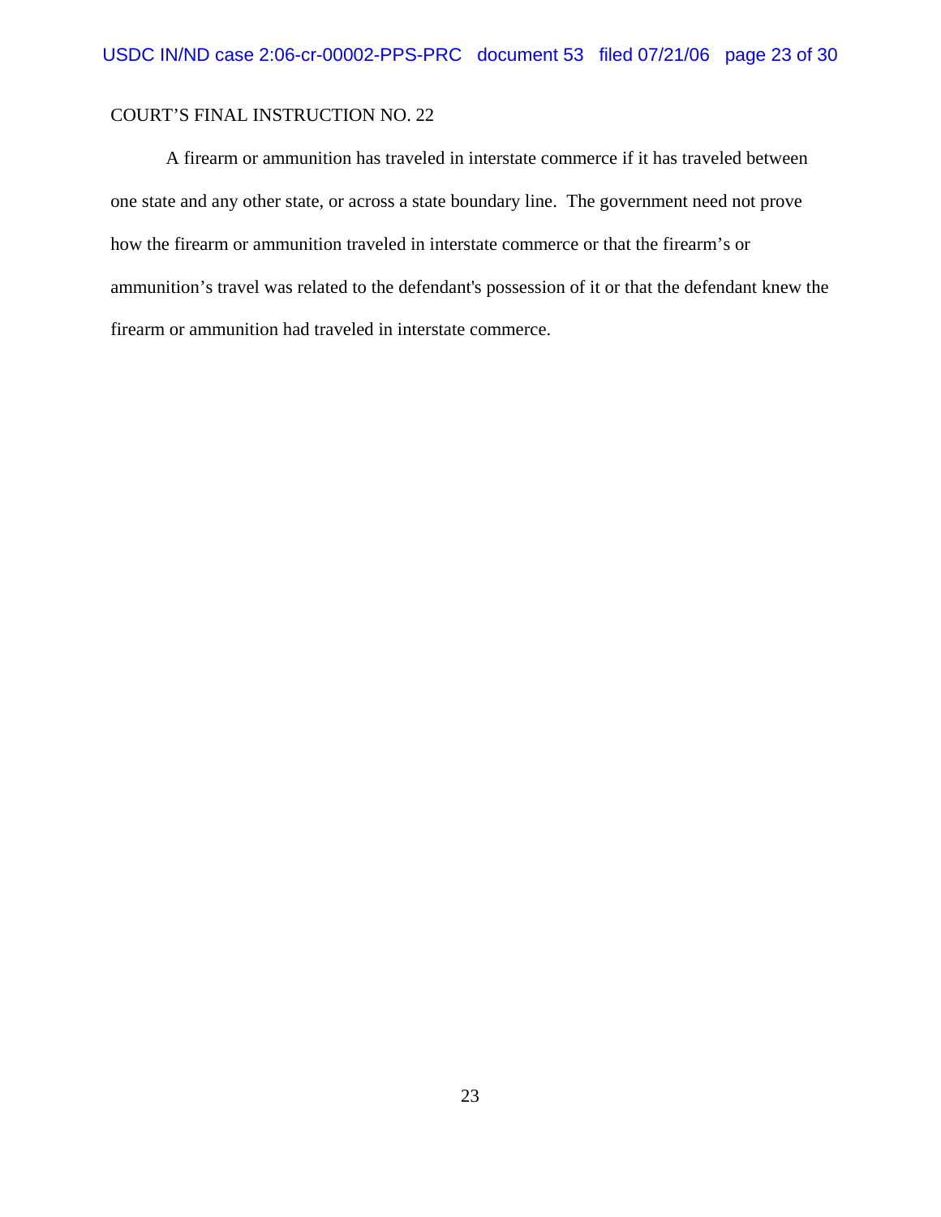COURT'S FINAL INSTRUCTION NO. 22

A firearm or ammunition has traveled in interstate commerce if it has traveled between one state and any other state, or across a state boundary line. The government need not prove how the firearm or ammunition traveled in interstate commerce or that the firearm's or ammunition's travel was related to the defendant's possession of it or that the defendant knew the firearm or ammunition had traveled in interstate commerce.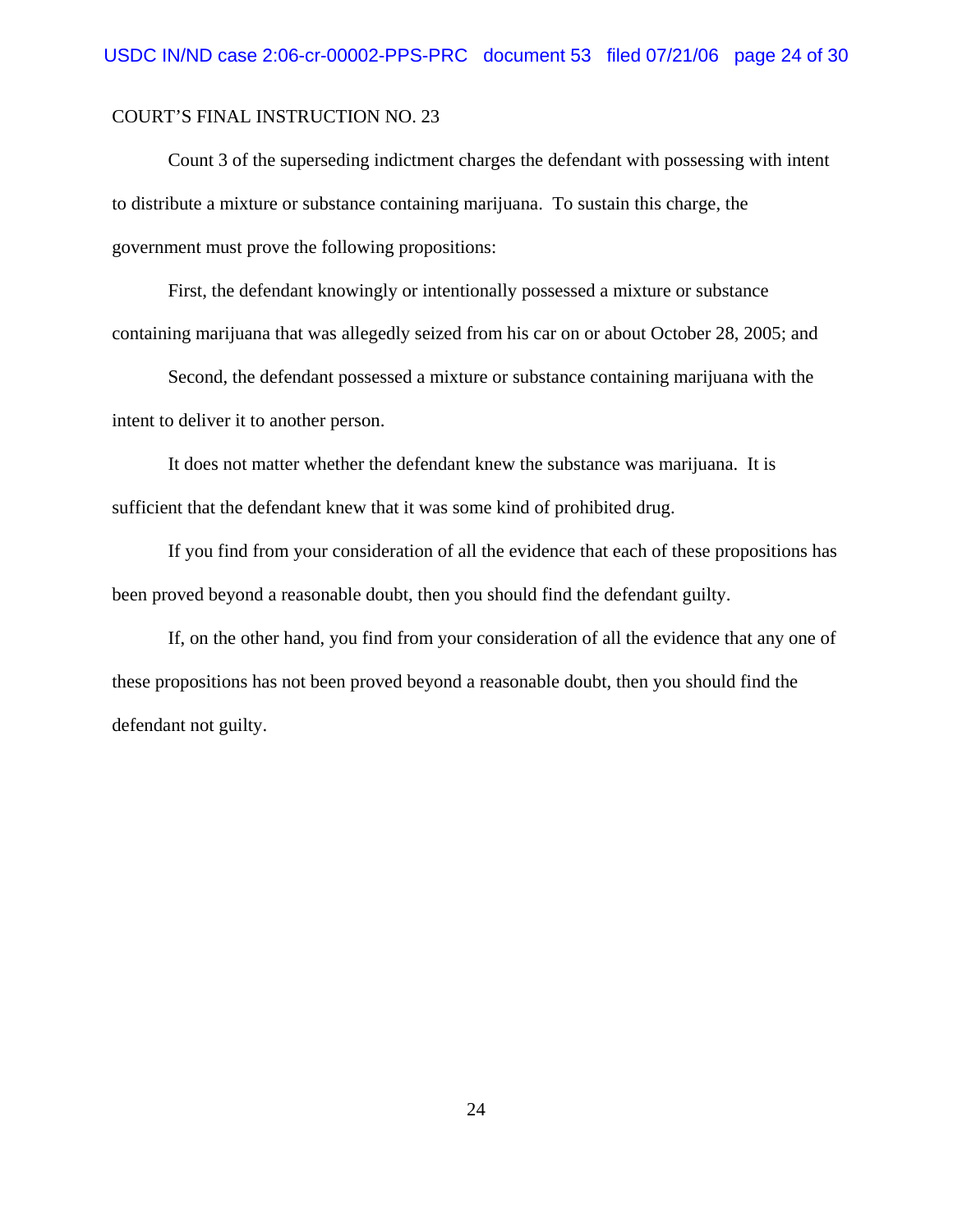COURT'S FINAL INSTRUCTION NO. 23

Count 3 of the superseding indictment charges the defendant with possessing with intent to distribute a mixture or substance containing marijuana. To sustain this charge, the government must prove the following propositions:

First, the defendant knowingly or intentionally possessed a mixture or substance containing marijuana that was allegedly seized from his car on or about October 28, 2005; and

Second, the defendant possessed a mixture or substance containing marijuana with the intent to deliver it to another person.

It does not matter whether the defendant knew the substance was marijuana. It is sufficient that the defendant knew that it was some kind of prohibited drug.

If you find from your consideration of all the evidence that each of these propositions has been proved beyond a reasonable doubt, then you should find the defendant guilty.

If, on the other hand, you find from your consideration of all the evidence that any one of these propositions has not been proved beyond a reasonable doubt, then you should find the defendant not guilty.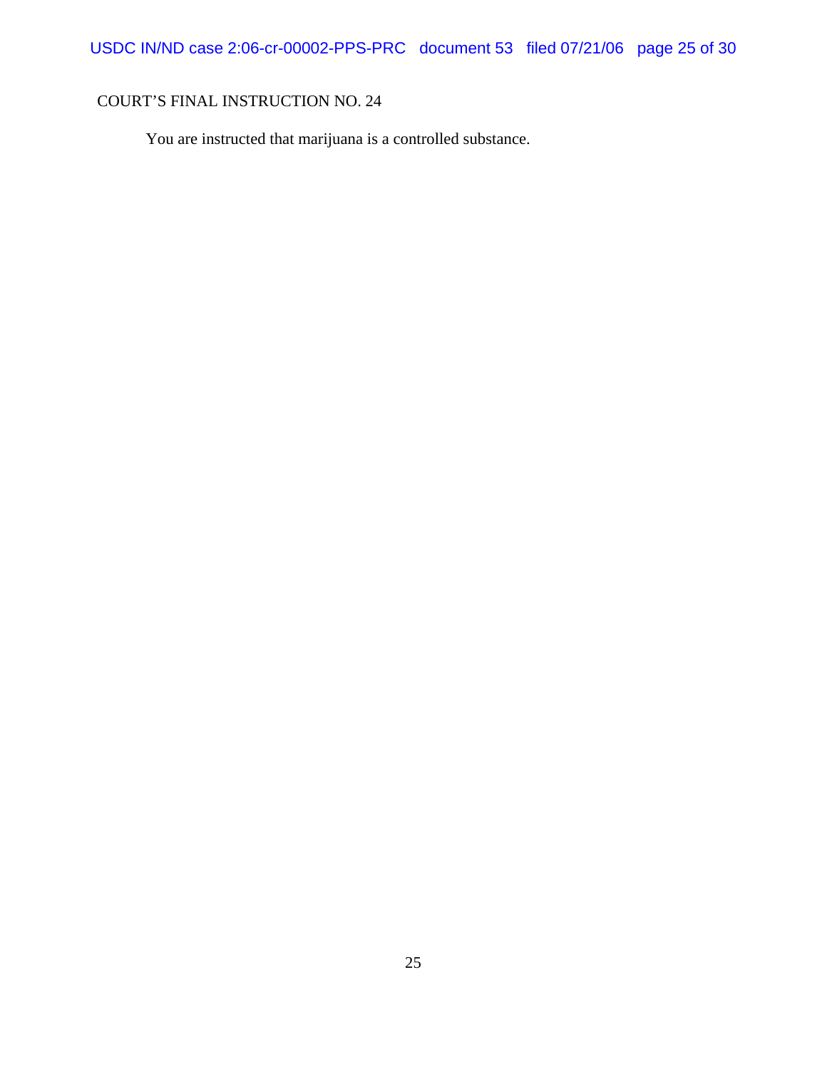COURT'S FINAL INSTRUCTION NO. 24

You are instructed that marijuana is a controlled substance.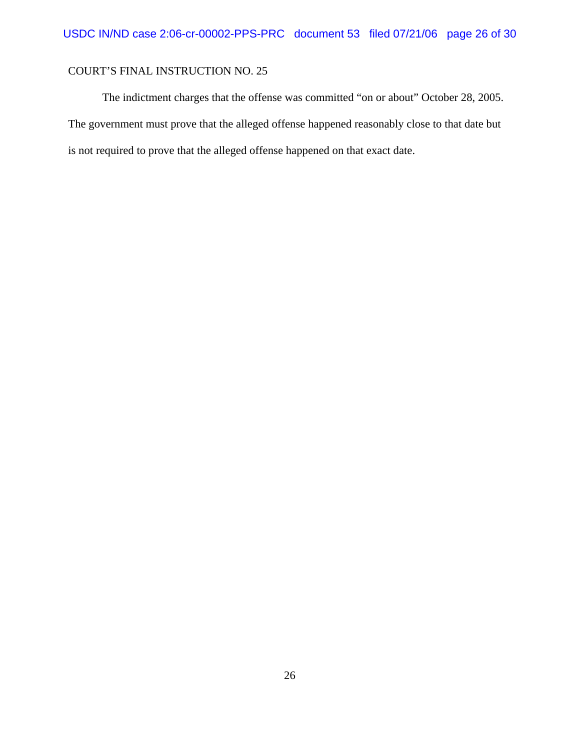COURT'S FINAL INSTRUCTION NO. 25

The indictment charges that the offense was committed "on or about" October 28, 2005. The government must prove that the alleged offense happened reasonably close to that date but is not required to prove that the alleged offense happened on that exact date.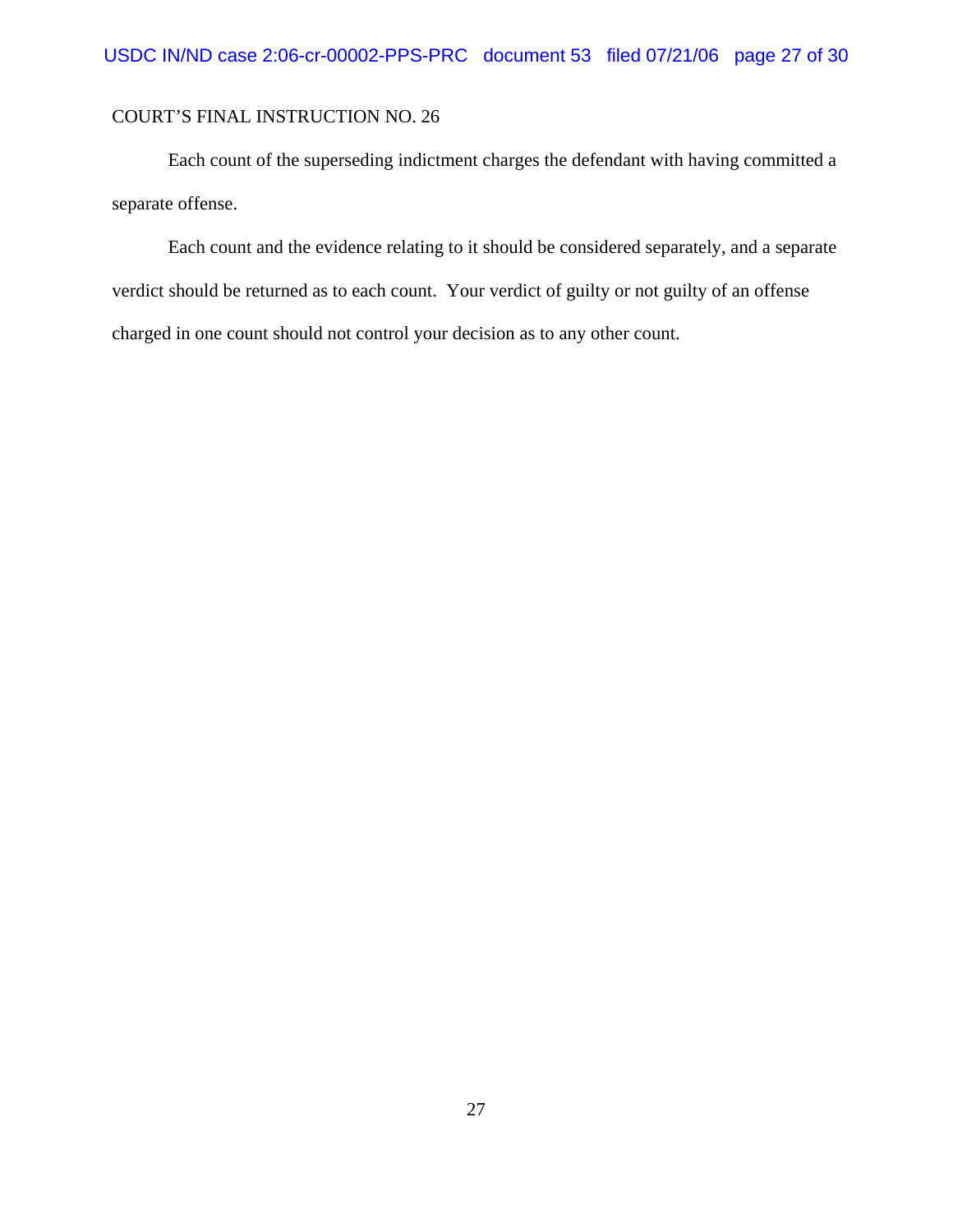COURT'S FINAL INSTRUCTION NO. 26

Each count of the superseding indictment charges the defendant with having committed a separate offense.

Each count and the evidence relating to it should be considered separately, and a separate verdict should be returned as to each count. Your verdict of guilty or not guilty of an offense charged in one count should not control your decision as to any other count.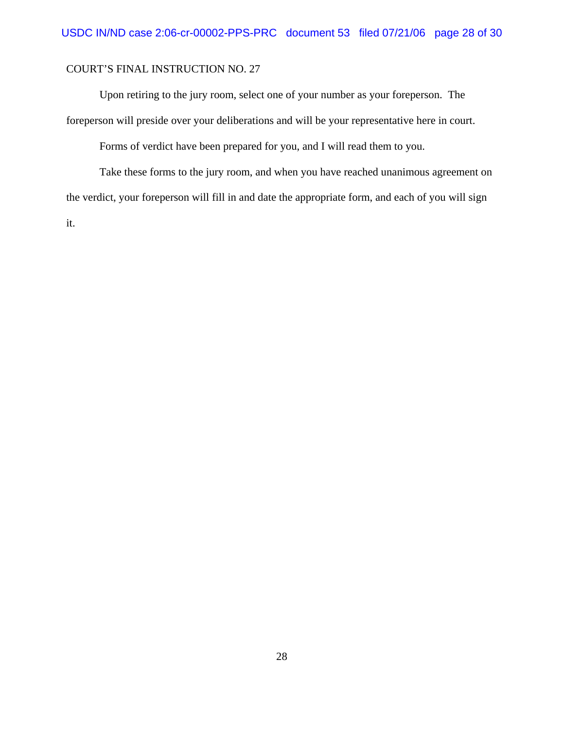COURT'S FINAL INSTRUCTION NO. 27

Upon retiring to the jury room, select one of your number as your foreperson. The foreperson will preside over your deliberations and will be your representative here in court.

Forms of verdict have been prepared for you, and I will read them to you.

Take these forms to the jury room, and when you have reached unanimous agreement on the verdict, your foreperson will fill in and date the appropriate form, and each of you will sign it.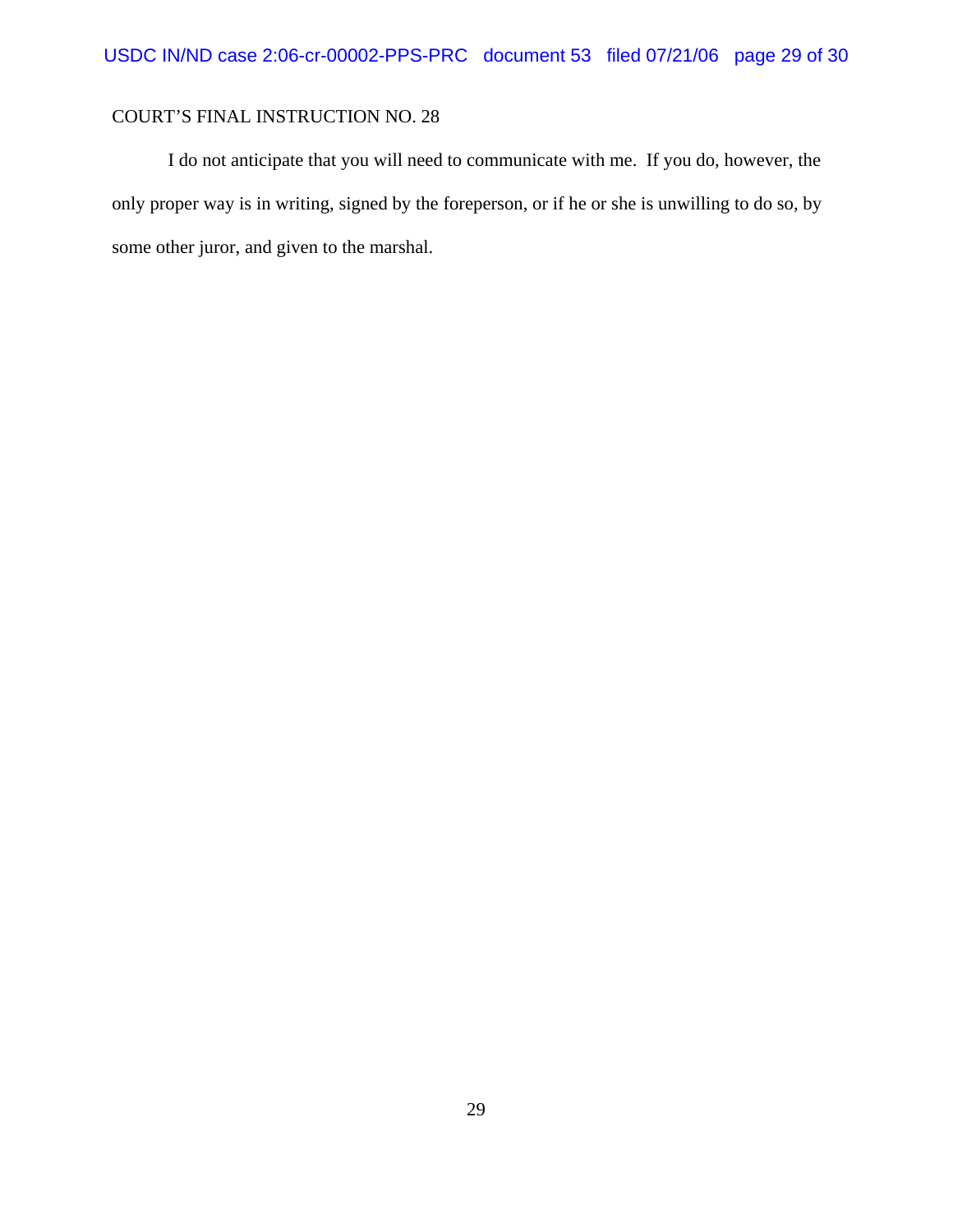COURT'S FINAL INSTRUCTION NO. 28

I do not anticipate that you will need to communicate with me. If you do, however, the only proper way is in writing, signed by the foreperson, or if he or she is unwilling to do so, by some other juror, and given to the marshal.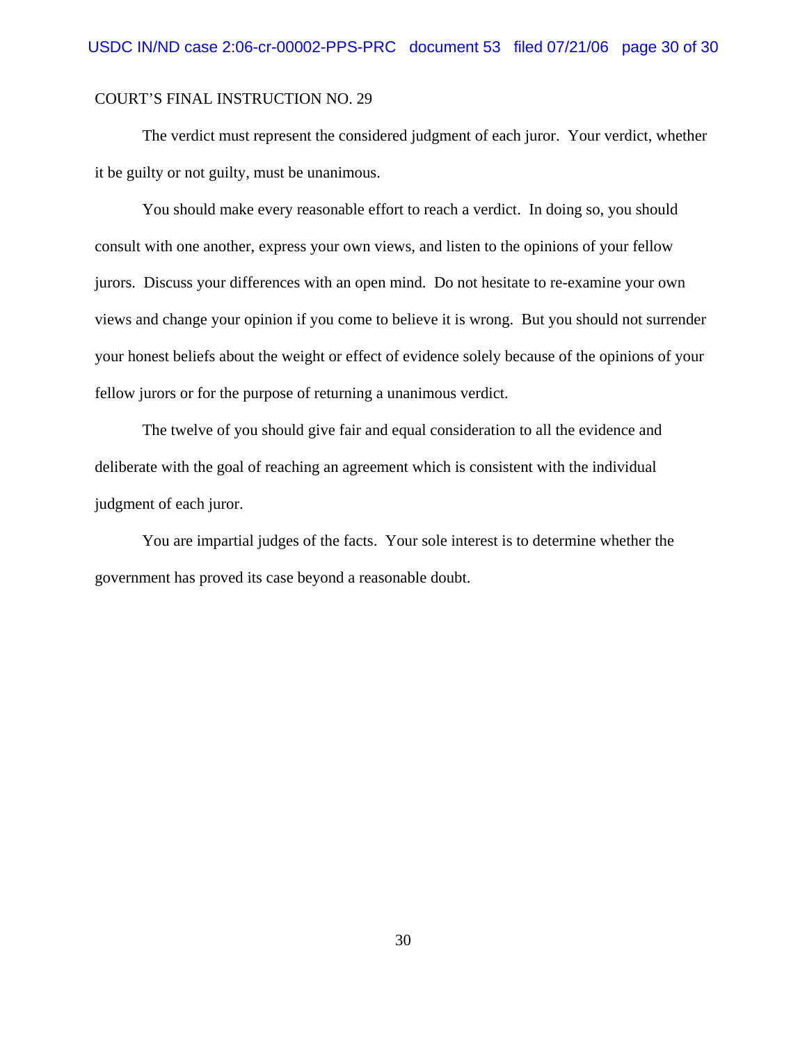COURT'S FINAL INSTRUCTION NO. 29

The verdict must represent the considered judgment of each juror. Your verdict, whether it be guilty or not guilty, must be unanimous.

You should make every reasonable effort to reach a verdict. In doing so, you should consult with one another, express your own views, and listen to the opinions of your fellow jurors. Discuss your differences with an open mind. Do not hesitate to re-examine your own views and change your opinion if you come to believe it is wrong. But you should not surrender your honest beliefs about the weight or effect of evidence solely because of the opinions of your fellow jurors or for the purpose of returning a unanimous verdict.

The twelve of you should give fair and equal consideration to all the evidence and deliberate with the goal of reaching an agreement which is consistent with the individual judgment of each juror.

You are impartial judges of the facts. Your sole interest is to determine whether the government has proved its case beyond a reasonable doubt.